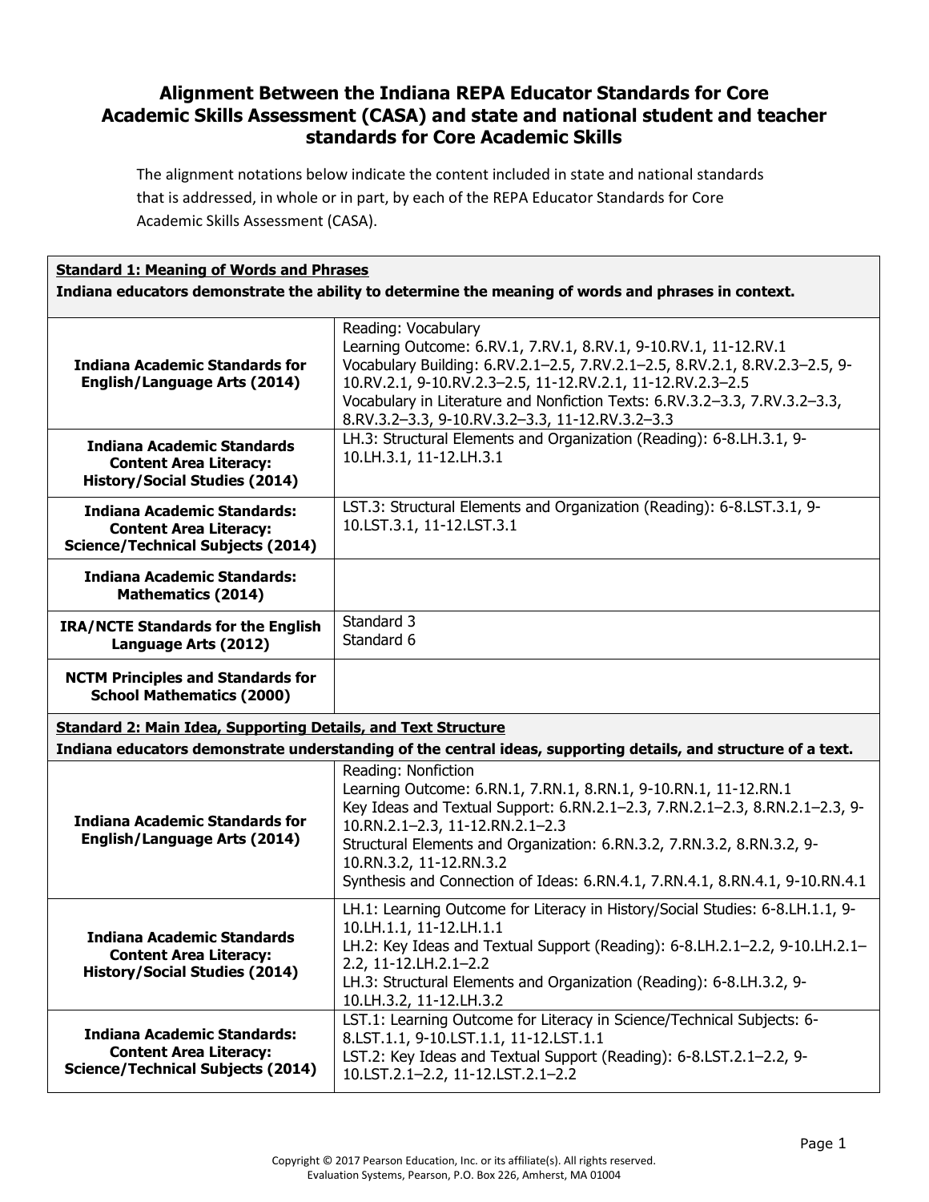# Alignment Between the Indiana REPA Educator Standards for Core Academic Skills Assessment (CASA) and state and national student and teacher standards for Core Academic Skills

The alignment notations below indicate the content included in state and national standards that is addressed, in whole or in part, by each of the REPA Educator Standards for Core Academic Skills Assessment (CASA).

| **Standard 1: Meaning of Words and Phrases**<br>**Indiana educators demonstrate the ability to determine the meaning of words and phrases in context.** | |
|---|---|
| **Indiana Academic Standards for English/Language Arts (2014)** | Reading: Vocabulary<br>Learning Outcome: 6.RV.1, 7.RV.1, 8.RV.1, 9-10.RV.1, 11-12.RV.1<br>Vocabulary Building: 6.RV.2.1–2.5, 7.RV.2.1–2.5, 8.RV.2.1, 8.RV.2.3–2.5, 9-10.RV.2.1, 9-10.RV.2.3–2.5, 11-12.RV.2.1, 11-12.RV.2.3–2.5<br>Vocabulary in Literature and Nonfiction Texts: 6.RV.3.2–3.3, 7.RV.3.2–3.3, 8.RV.3.2–3.3, 9-10.RV.3.2–3.3, 11-12.RV.3.2–3.3 |
| **Indiana Academic Standards Content Area Literacy: History/Social Studies (2014)** | LH.3: Structural Elements and Organization (Reading): 6-8.LH.3.1, 9-10.LH.3.1, 11-12.LH.3.1 |
| **Indiana Academic Standards: Content Area Literacy: Science/Technical Subjects (2014)** | LST.3: Structural Elements and Organization (Reading): 6-8.LST.3.1, 9-10.LST.3.1, 11-12.LST.3.1 |
| **Indiana Academic Standards: Mathematics (2014)** | |
| **IRA/NCTE Standards for the English Language Arts (2012)** | Standard 3<br>Standard 6 |
| **NCTM Principles and Standards for School Mathematics (2000)** | |
| **Standard 2: Main Idea, Supporting Details, and Text Structure**<br>**Indiana educators demonstrate understanding of the central ideas, supporting details, and structure of a text.** | |
| **Indiana Academic Standards for English/Language Arts (2014)** | Reading: Nonfiction<br>Learning Outcome: 6.RN.1, 7.RN.1, 8.RN.1, 9-10.RN.1, 11-12.RN.1<br>Key Ideas and Textual Support: 6.RN.2.1–2.3, 7.RN.2.1–2.3, 8.RN.2.1–2.3, 9-10.RN.2.1–2.3, 11-12.RN.2.1–2.3<br>Structural Elements and Organization: 6.RN.3.2, 7.RN.3.2, 8.RN.3.2, 9-10.RN.3.2, 11-12.RN.3.2<br>Synthesis and Connection of Ideas: 6.RN.4.1, 7.RN.4.1, 8.RN.4.1, 9-10.RN.4.1 |
| **Indiana Academic Standards Content Area Literacy: History/Social Studies (2014)** | LH.1: Learning Outcome for Literacy in History/Social Studies: 6-8.LH.1.1, 9-10.LH.1.1, 11-12.LH.1.1<br>LH.2: Key Ideas and Textual Support (Reading): 6-8.LH.2.1–2.2, 9-10.LH.2.1–2.2, 11-12.LH.2.1–2.2<br>LH.3: Structural Elements and Organization (Reading): 6-8.LH.3.2, 9-10.LH.3.2, 11-12.LH.3.2 |
| **Indiana Academic Standards: Content Area Literacy: Science/Technical Subjects (2014)** | LST.1: Learning Outcome for Literacy in Science/Technical Subjects: 6-8.LST.1.1, 9-10.LST.1.1, 11-12.LST.1.1<br>LST.2: Key Ideas and Textual Support (Reading): 6-8.LST.2.1–2.2, 9-10.LST.2.1–2.2, 11-12.LST.2.1–2.2 |

Copyright © 2017 Pearson Education, Inc. or its affiliate(s). All rights reserved.
Evaluation Systems, Pearson, P.O. Box 226, Amherst, MA 01004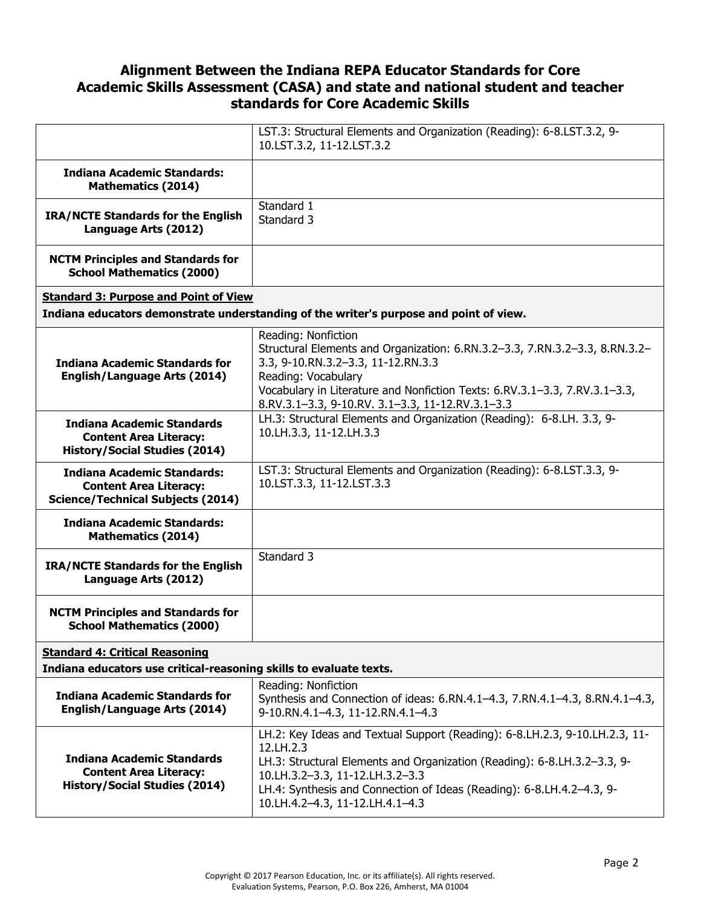## Alignment Between the Indiana REPA Educator Standards for Core Academic Skills Assessment (CASA) and state and national student and teacher standards for Core Academic Skills

| | |
|---|---|
| | LST.3: Structural Elements and Organization (Reading): 6-8.LST.3.2, 9-10.LST.3.2, 11-12.LST.3.2 |
| **Indiana Academic Standards: Mathematics (2014)** | |
| **IRA/NCTE Standards for the English Language Arts (2012)** | Standard 1<br>Standard 3 |
| **NCTM Principles and Standards for School Mathematics (2000)** | |
| **Standard 3: Purpose and Point of View**<br>**Indiana educators demonstrate understanding of the writer's purpose and point of view.** | |
| **Indiana Academic Standards for English/Language Arts (2014)** | Reading: Nonfiction<br>Structural Elements and Organization: 6.RN.3.2–3.3, 7.RN.3.2–3.3, 8.RN.3.2–3.3, 9-10.RN.3.2–3.3, 11-12.RN.3.3<br>Reading: Vocabulary<br>Vocabulary in Literature and Nonfiction Texts: 6.RV.3.1–3.3, 7.RV.3.1–3.3, 8.RV.3.1–3.3, 9-10.RV. 3.1–3.3, 11-12.RV.3.1–3.3 |
| **Indiana Academic Standards Content Area Literacy: History/Social Studies (2014)** | LH.3: Structural Elements and Organization (Reading): 6-8.LH. 3.3, 9-10.LH.3.3, 11-12.LH.3.3 |
| **Indiana Academic Standards: Content Area Literacy: Science/Technical Subjects (2014)** | LST.3: Structural Elements and Organization (Reading): 6-8.LST.3.3, 9-10.LST.3.3, 11-12.LST.3.3 |
| **Indiana Academic Standards: Mathematics (2014)** | |
| **IRA/NCTE Standards for the English Language Arts (2012)** | Standard 3 |
| **NCTM Principles and Standards for School Mathematics (2000)** | |
| **Standard 4: Critical Reasoning**<br>**Indiana educators use critical-reasoning skills to evaluate texts.** | |
| **Indiana Academic Standards for English/Language Arts (2014)** | Reading: Nonfiction<br>Synthesis and Connection of ideas: 6.RN.4.1–4.3, 7.RN.4.1–4.3, 8.RN.4.1–4.3, 9-10.RN.4.1–4.3, 11-12.RN.4.1–4.3 |
| **Indiana Academic Standards Content Area Literacy: History/Social Studies (2014)** | LH.2: Key Ideas and Textual Support (Reading): 6-8.LH.2.3, 9-10.LH.2.3, 11-12.LH.2.3<br>LH.3: Structural Elements and Organization (Reading): 6-8.LH.3.2–3.3, 9-10.LH.3.2–3.3, 11-12.LH.3.2–3.3<br>LH.4: Synthesis and Connection of Ideas (Reading): 6-8.LH.4.2–4.3, 9-10.LH.4.2–4.3, 11-12.LH.4.1–4.3 |

Copyright © 2017 Pearson Education, Inc. or its affiliate(s). All rights reserved.
Evaluation Systems, Pearson, P.O. Box 226, Amherst, MA 01004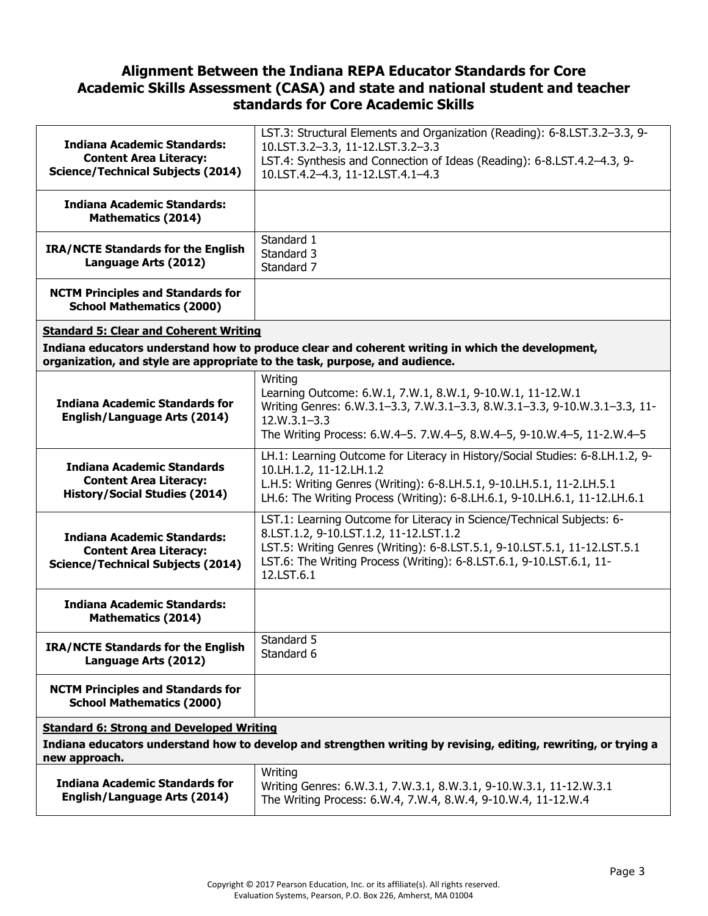## Alignment Between the Indiana REPA Educator Standards for Core Academic Skills Assessment (CASA) and state and national student and teacher standards for Core Academic Skills

| | |
|---|---|
| **Indiana Academic Standards: Content Area Literacy: Science/Technical Subjects (2014)** | LST.3: Structural Elements and Organization (Reading): 6-8.LST.3.2–3.3, 9-10.LST.3.2–3.3, 11-12.LST.3.2–3.3<br>LST.4: Synthesis and Connection of Ideas (Reading): 6-8.LST.4.2–4.3, 9-10.LST.4.2–4.3, 11-12.LST.4.1–4.3 |
| **Indiana Academic Standards: Mathematics (2014)** | |
| **IRA/NCTE Standards for the English Language Arts (2012)** | Standard 1<br>Standard 3<br>Standard 7 |
| **NCTM Principles and Standards for School Mathematics (2000)** | |
| **Standard 5: Clear and Coherent Writing**<br>**Indiana educators understand how to produce clear and coherent writing in which the development, organization, and style are appropriate to the task, purpose, and audience.** | |
| **Indiana Academic Standards for English/Language Arts (2014)** | Writing<br>Learning Outcome: 6.W.1, 7.W.1, 8.W.1, 9-10.W.1, 11-12.W.1<br>Writing Genres: 6.W.3.1–3.3, 7.W.3.1–3.3, 8.W.3.1–3.3, 9-10.W.3.1–3.3, 11-12.W.3.1–3.3<br>The Writing Process: 6.W.4–5. 7.W.4–5, 8.W.4–5, 9-10.W.4–5, 11-2.W.4–5 |
| **Indiana Academic Standards Content Area Literacy: History/Social Studies (2014)** | LH.1: Learning Outcome for Literacy in History/Social Studies: 6-8.LH.1.2, 9-10.LH.1.2, 11-12.LH.1.2<br>L.H.5: Writing Genres (Writing): 6-8.LH.5.1, 9-10.LH.5.1, 11-2.LH.5.1<br>LH.6: The Writing Process (Writing): 6-8.LH.6.1, 9-10.LH.6.1, 11-12.LH.6.1 |
| **Indiana Academic Standards: Content Area Literacy: Science/Technical Subjects (2014)** | LST.1: Learning Outcome for Literacy in Science/Technical Subjects: 6-8.LST.1.2, 9-10.LST.1.2, 11-12.LST.1.2<br>LST.5: Writing Genres (Writing): 6-8.LST.5.1, 9-10.LST.5.1, 11-12.LST.5.1<br>LST.6: The Writing Process (Writing): 6-8.LST.6.1, 9-10.LST.6.1, 11-12.LST.6.1 |
| **Indiana Academic Standards: Mathematics (2014)** | |
| **IRA/NCTE Standards for the English Language Arts (2012)** | Standard 5<br>Standard 6 |
| **NCTM Principles and Standards for School Mathematics (2000)** | |
| **Standard 6: Strong and Developed Writing**<br>**Indiana educators understand how to develop and strengthen writing by revising, editing, rewriting, or trying a new approach.** | |
| **Indiana Academic Standards for English/Language Arts (2014)** | Writing<br>Writing Genres: 6.W.3.1, 7.W.3.1, 8.W.3.1, 9-10.W.3.1, 11-12.W.3.1<br>The Writing Process: 6.W.4, 7.W.4, 8.W.4, 9-10.W.4, 11-12.W.4 |

Copyright © 2017 Pearson Education, Inc. or its affiliate(s). All rights reserved.
Evaluation Systems, Pearson, P.O. Box 226, Amherst, MA 01004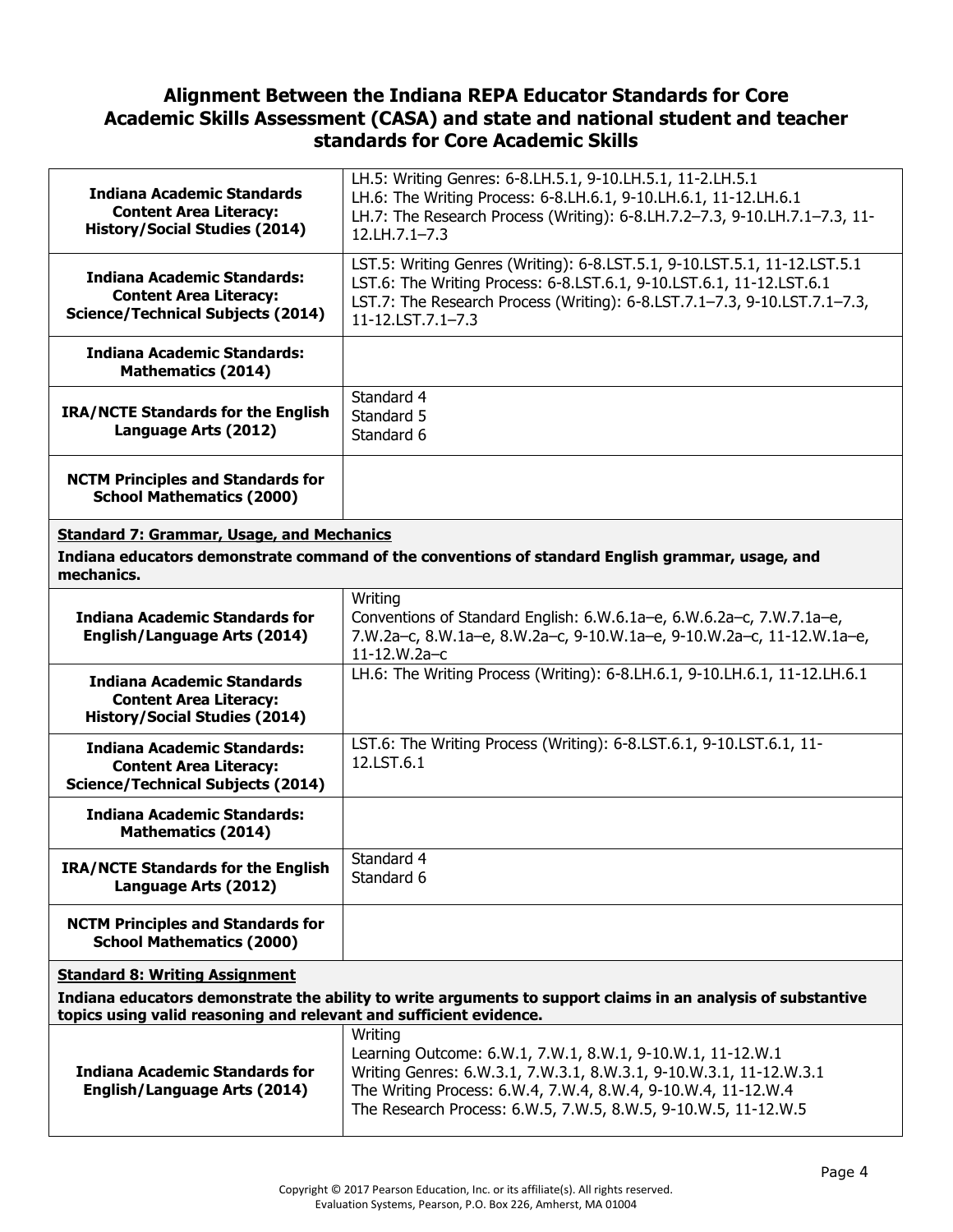# Alignment Between the Indiana REPA Educator Standards for Core Academic Skills Assessment (CASA) and state and national student and teacher standards for Core Academic Skills

| | |
|---|---|
| **Indiana Academic Standards Content Area Literacy: History/Social Studies (2014)** | LH.5: Writing Genres: 6-8.LH.5.1, 9-10.LH.5.1, 11-2.LH.5.1<br>LH.6: The Writing Process: 6-8.LH.6.1, 9-10.LH.6.1, 11-12.LH.6.1<br>LH.7: The Research Process (Writing): 6-8.LH.7.2–7.3, 9-10.LH.7.1–7.3, 11-12.LH.7.1–7.3 |
| **Indiana Academic Standards: Content Area Literacy: Science/Technical Subjects (2014)** | LST.5: Writing Genres (Writing): 6-8.LST.5.1, 9-10.LST.5.1, 11-12.LST.5.1<br>LST.6: The Writing Process: 6-8.LST.6.1, 9-10.LST.6.1, 11-12.LST.6.1<br>LST.7: The Research Process (Writing): 6-8.LST.7.1–7.3, 9-10.LST.7.1–7.3, 11-12.LST.7.1–7.3 |
| **Indiana Academic Standards: Mathematics (2014)** | |
| **IRA/NCTE Standards for the English Language Arts (2012)** | Standard 4<br>Standard 5<br>Standard 6 |
| **NCTM Principles and Standards for School Mathematics (2000)** | |

**Standard 7: Grammar, Usage, and Mechanics**

**Indiana educators demonstrate command of the conventions of standard English grammar, usage, and mechanics.**

| | |
|---|---|
| **Indiana Academic Standards for English/Language Arts (2014)** | Writing<br>Conventions of Standard English: 6.W.6.1a–e, 6.W.6.2a–c, 7.W.7.1a–e, 7.W.2a–c, 8.W.1a–e, 8.W.2a–c, 9-10.W.1a–e, 9-10.W.2a–c, 11-12.W.1a–e, 11-12.W.2a–c |
| **Indiana Academic Standards Content Area Literacy: History/Social Studies (2014)** | LH.6: The Writing Process (Writing): 6-8.LH.6.1, 9-10.LH.6.1, 11-12.LH.6.1 |
| **Indiana Academic Standards: Content Area Literacy: Science/Technical Subjects (2014)** | LST.6: The Writing Process (Writing): 6-8.LST.6.1, 9-10.LST.6.1, 11-12.LST.6.1 |
| **Indiana Academic Standards: Mathematics (2014)** | |
| **IRA/NCTE Standards for the English Language Arts (2012)** | Standard 4<br>Standard 6 |
| **NCTM Principles and Standards for School Mathematics (2000)** | |

**Standard 8: Writing Assignment**

**Indiana educators demonstrate the ability to write arguments to support claims in an analysis of substantive topics using valid reasoning and relevant and sufficient evidence.**

| | |
|---|---|
| **Indiana Academic Standards for English/Language Arts (2014)** | Writing<br>Learning Outcome: 6.W.1, 7.W.1, 8.W.1, 9-10.W.1, 11-12.W.1<br>Writing Genres: 6.W.3.1, 7.W.3.1, 8.W.3.1, 9-10.W.3.1, 11-12.W.3.1<br>The Writing Process: 6.W.4, 7.W.4, 8.W.4, 9-10.W.4, 11-12.W.4<br>The Research Process: 6.W.5, 7.W.5, 8.W.5, 9-10.W.5, 11-12.W.5 |

Copyright © 2017 Pearson Education, Inc. or its affiliate(s). All rights reserved.
Evaluation Systems, Pearson, P.O. Box 226, Amherst, MA 01004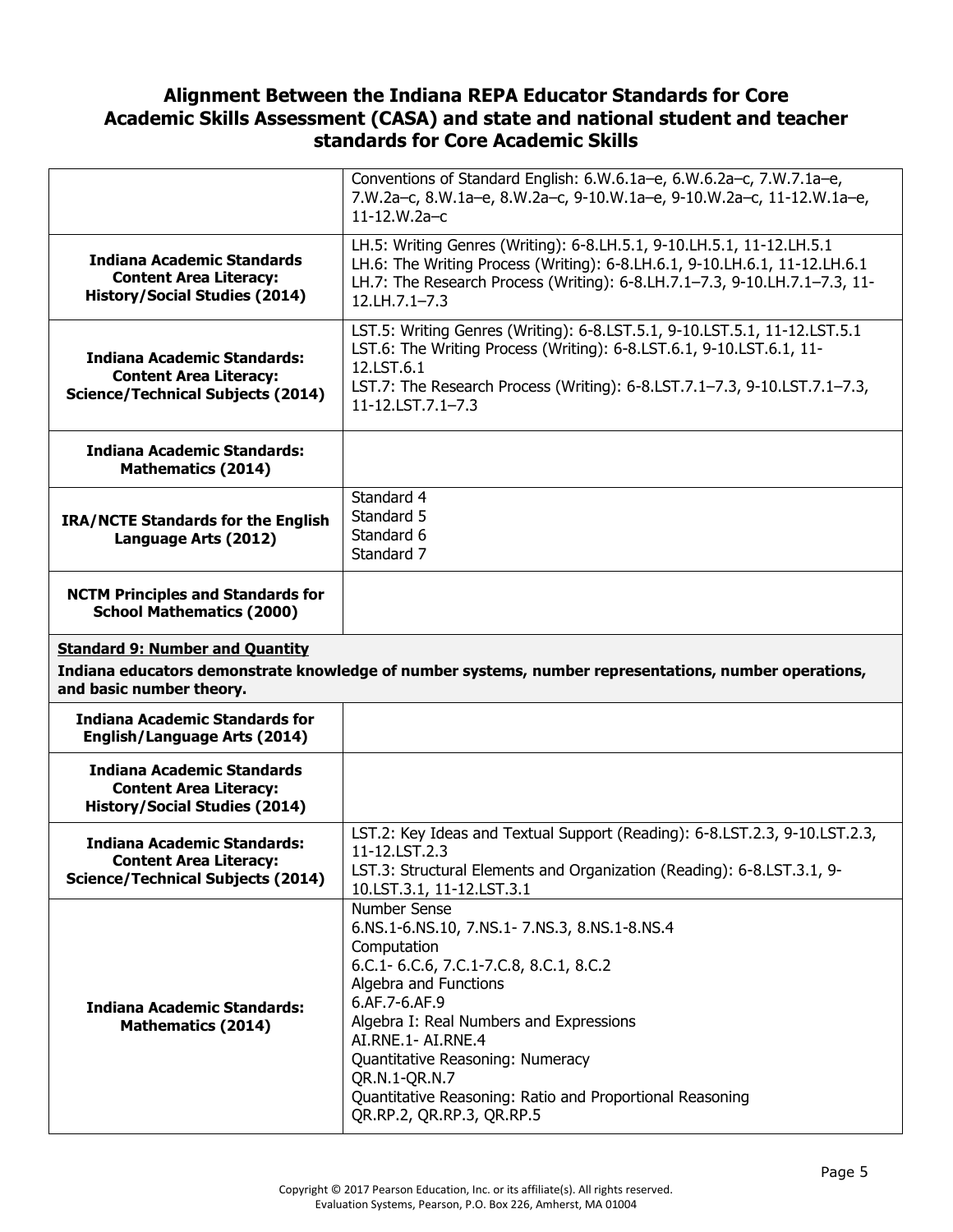## Alignment Between the Indiana REPA Educator Standards for Core Academic Skills Assessment (CASA) and state and national student and teacher standards for Core Academic Skills

| | |
|---|---|
| | Conventions of Standard English: 6.W.6.1a–e, 6.W.6.2a–c, 7.W.7.1a–e, 7.W.2a–c, 8.W.1a–e, 8.W.2a–c, 9-10.W.1a–e, 9-10.W.2a–c, 11-12.W.1a–e, 11-12.W.2a–c |
| **Indiana Academic Standards Content Area Literacy: History/Social Studies (2014)** | LH.5: Writing Genres (Writing): 6-8.LH.5.1, 9-10.LH.5.1, 11-12.LH.5.1<br>LH.6: The Writing Process (Writing): 6-8.LH.6.1, 9-10.LH.6.1, 11-12.LH.6.1<br>LH.7: The Research Process (Writing): 6-8.LH.7.1–7.3, 9-10.LH.7.1–7.3, 11-12.LH.7.1–7.3 |
| **Indiana Academic Standards: Content Area Literacy: Science/Technical Subjects (2014)** | LST.5: Writing Genres (Writing): 6-8.LST.5.1, 9-10.LST.5.1, 11-12.LST.5.1<br>LST.6: The Writing Process (Writing): 6-8.LST.6.1, 9-10.LST.6.1, 11-12.LST.6.1<br>LST.7: The Research Process (Writing): 6-8.LST.7.1–7.3, 9-10.LST.7.1–7.3, 11-12.LST.7.1–7.3 |
| **Indiana Academic Standards: Mathematics (2014)** | |
| **IRA/NCTE Standards for the English Language Arts (2012)** | Standard 4<br>Standard 5<br>Standard 6<br>Standard 7 |
| **NCTM Principles and Standards for School Mathematics (2000)** | |
| **Standard 9: Number and Quantity**<br>**Indiana educators demonstrate knowledge of number systems, number representations, number operations, and basic number theory.** | |
| **Indiana Academic Standards for English/Language Arts (2014)** | |
| **Indiana Academic Standards Content Area Literacy: History/Social Studies (2014)** | |
| **Indiana Academic Standards: Content Area Literacy: Science/Technical Subjects (2014)** | LST.2: Key Ideas and Textual Support (Reading): 6-8.LST.2.3, 9-10.LST.2.3, 11-12.LST.2.3<br>LST.3: Structural Elements and Organization (Reading): 6-8.LST.3.1, 9-10.LST.3.1, 11-12.LST.3.1 |
| **Indiana Academic Standards: Mathematics (2014)** | Number Sense<br>6.NS.1-6.NS.10, 7.NS.1- 7.NS.3, 8.NS.1-8.NS.4<br>Computation<br>6.C.1- 6.C.6, 7.C.1-7.C.8, 8.C.1, 8.C.2<br>Algebra and Functions<br>6.AF.7-6.AF.9<br>Algebra I: Real Numbers and Expressions<br>AI.RNE.1- AI.RNE.4<br>Quantitative Reasoning: Numeracy<br>QR.N.1-QR.N.7<br>Quantitative Reasoning: Ratio and Proportional Reasoning<br>QR.RP.2, QR.RP.3, QR.RP.5 |

Copyright © 2017 Pearson Education, Inc. or its affiliate(s). All rights reserved.
Evaluation Systems, Pearson, P.O. Box 226, Amherst, MA 01004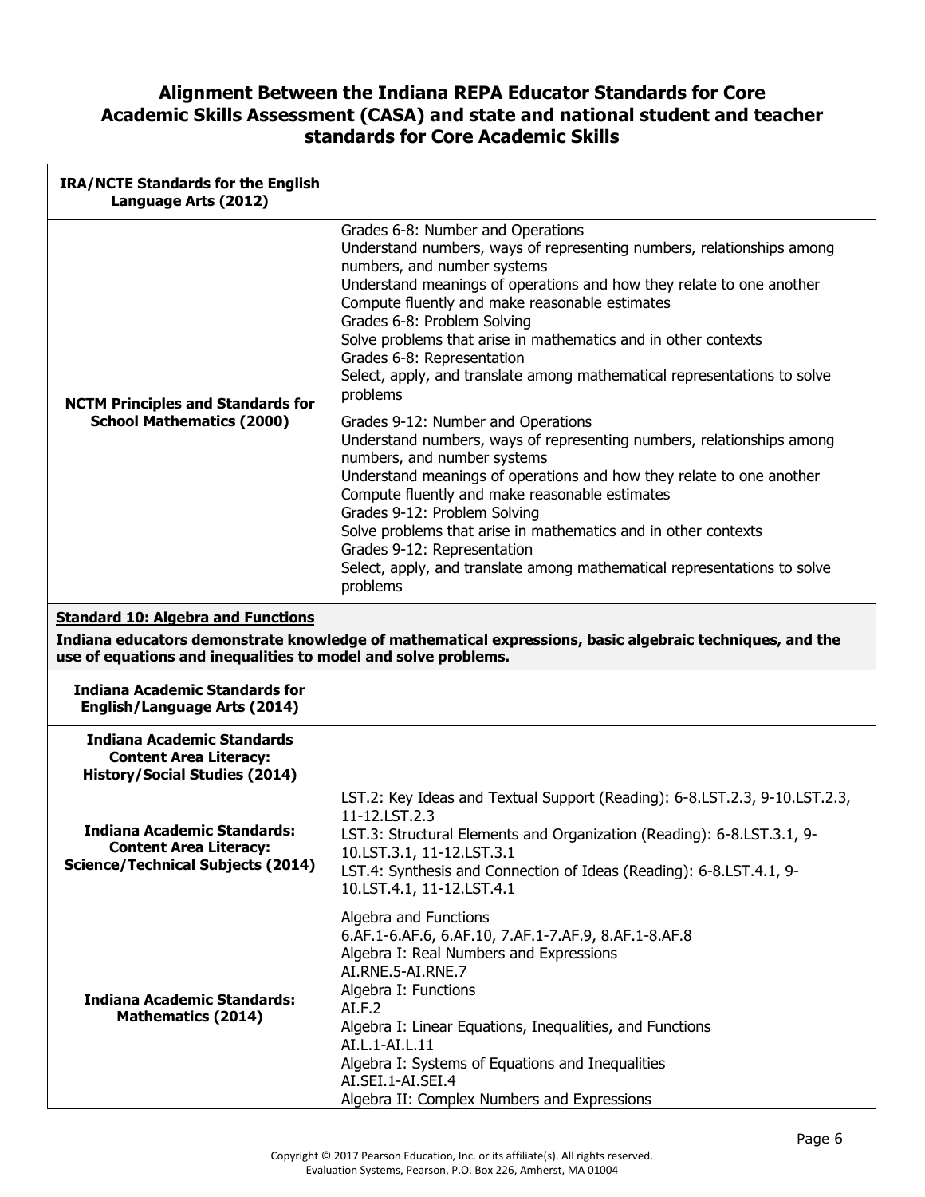## Alignment Between the Indiana REPA Educator Standards for Core Academic Skills Assessment (CASA) and state and national student and teacher standards for Core Academic Skills

| | |
|---|---|
| **IRA/NCTE Standards for the English Language Arts (2012)** | |
| **NCTM Principles and Standards for School Mathematics (2000)** | Grades 6-8: Number and Operations<br>Understand numbers, ways of representing numbers, relationships among numbers, and number systems<br>Understand meanings of operations and how they relate to one another<br>Compute fluently and make reasonable estimates<br>Grades 6-8: Problem Solving<br>Solve problems that arise in mathematics and in other contexts<br>Grades 6-8: Representation<br>Select, apply, and translate among mathematical representations to solve problems<br><br>Grades 9-12: Number and Operations<br>Understand numbers, ways of representing numbers, relationships among numbers, and number systems<br>Understand meanings of operations and how they relate to one another<br>Compute fluently and make reasonable estimates<br>Grades 9-12: Problem Solving<br>Solve problems that arise in mathematics and in other contexts<br>Grades 9-12: Representation<br>Select, apply, and translate among mathematical representations to solve problems |

**Standard 10: Algebra and Functions**

**Indiana educators demonstrate knowledge of mathematical expressions, basic algebraic techniques, and the use of equations and inequalities to model and solve problems.**

| | |
|---|---|
| **Indiana Academic Standards for English/Language Arts (2014)** | |
| **Indiana Academic Standards Content Area Literacy: History/Social Studies (2014)** | |
| **Indiana Academic Standards: Content Area Literacy: Science/Technical Subjects (2014)** | LST.2: Key Ideas and Textual Support (Reading): 6-8.LST.2.3, 9-10.LST.2.3, 11-12.LST.2.3<br>LST.3: Structural Elements and Organization (Reading): 6-8.LST.3.1, 9-10.LST.3.1, 11-12.LST.3.1<br>LST.4: Synthesis and Connection of Ideas (Reading): 6-8.LST.4.1, 9-10.LST.4.1, 11-12.LST.4.1 |
| **Indiana Academic Standards: Mathematics (2014)** | Algebra and Functions<br>6.AF.1-6.AF.6, 6.AF.10, 7.AF.1-7.AF.9, 8.AF.1-8.AF.8<br>Algebra I: Real Numbers and Expressions<br>AI.RNE.5-AI.RNE.7<br>Algebra I: Functions<br>AI.F.2<br>Algebra I: Linear Equations, Inequalities, and Functions<br>AI.L.1-AI.L.11<br>Algebra I: Systems of Equations and Inequalities<br>AI.SEI.1-AI.SEI.4<br>Algebra II: Complex Numbers and Expressions |

Copyright © 2017 Pearson Education, Inc. or its affiliate(s). All rights reserved.
Evaluation Systems, Pearson, P.O. Box 226, Amherst, MA 01004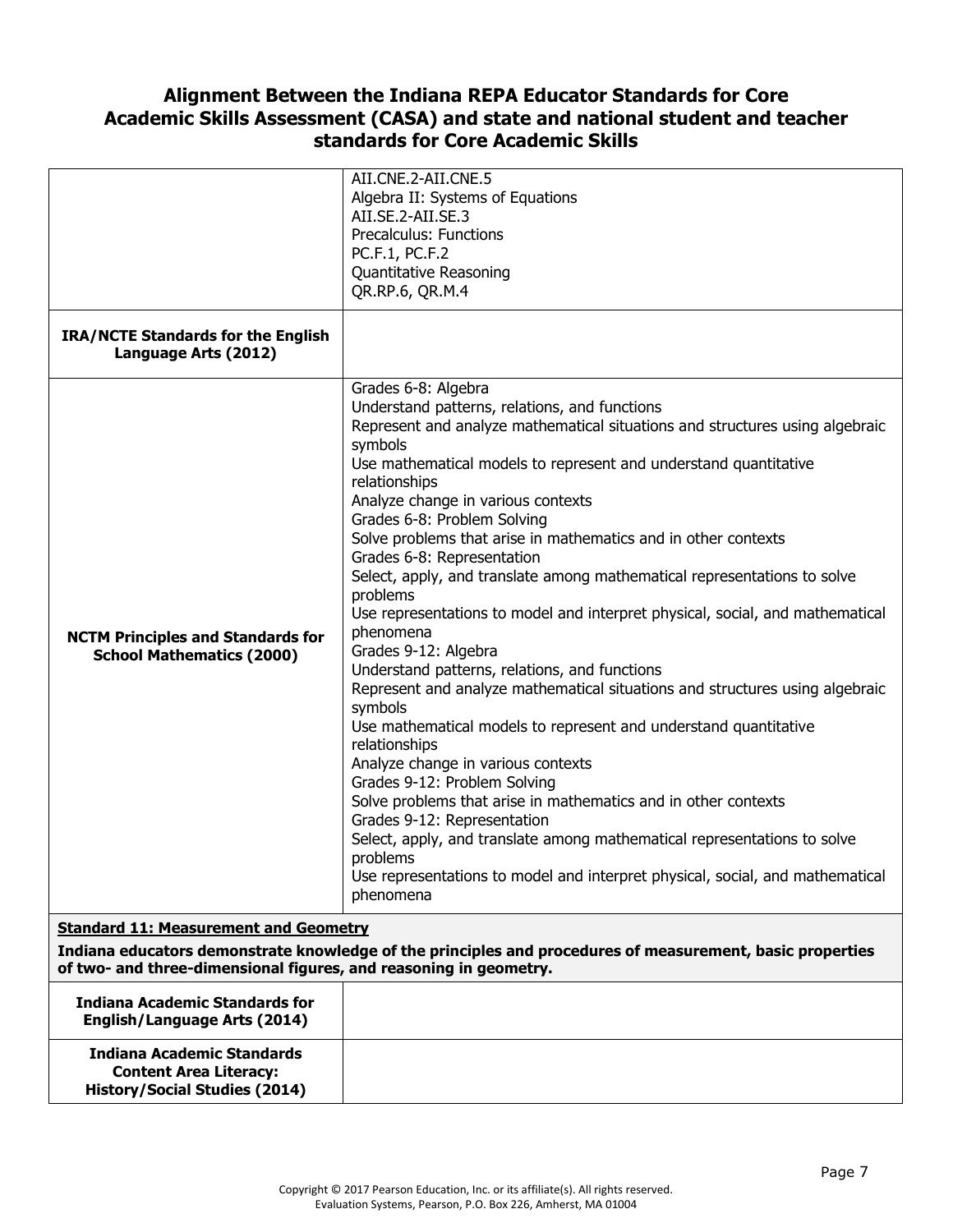## Alignment Between the Indiana REPA Educator Standards for Core Academic Skills Assessment (CASA) and state and national student and teacher standards for Core Academic Skills

| | |
|---|---|
| | AII.CNE.2-AII.CNE.5<br>Algebra II: Systems of Equations<br>AII.SE.2-AII.SE.3<br>Precalculus: Functions<br>PC.F.1, PC.F.2<br>Quantitative Reasoning<br>QR.RP.6, QR.M.4 |
| **IRA/NCTE Standards for the English Language Arts (2012)** | |
| **NCTM Principles and Standards for School Mathematics (2000)** | Grades 6-8: Algebra<br>Understand patterns, relations, and functions<br>Represent and analyze mathematical situations and structures using algebraic symbols<br>Use mathematical models to represent and understand quantitative relationships<br>Analyze change in various contexts<br>Grades 6-8: Problem Solving<br>Solve problems that arise in mathematics and in other contexts<br>Grades 6-8: Representation<br>Select, apply, and translate among mathematical representations to solve problems<br>Use representations to model and interpret physical, social, and mathematical phenomena<br>Grades 9-12: Algebra<br>Understand patterns, relations, and functions<br>Represent and analyze mathematical situations and structures using algebraic symbols<br>Use mathematical models to represent and understand quantitative relationships<br>Analyze change in various contexts<br>Grades 9-12: Problem Solving<br>Solve problems that arise in mathematics and in other contexts<br>Grades 9-12: Representation<br>Select, apply, and translate among mathematical representations to solve problems<br>Use representations to model and interpret physical, social, and mathematical phenomena |
| **Standard 11: Measurement and Geometry**<br>**Indiana educators demonstrate knowledge of the principles and procedures of measurement, basic properties of two- and three-dimensional figures, and reasoning in geometry.** | |
| **Indiana Academic Standards for English/Language Arts (2014)** | |
| **Indiana Academic Standards Content Area Literacy: History/Social Studies (2014)** | |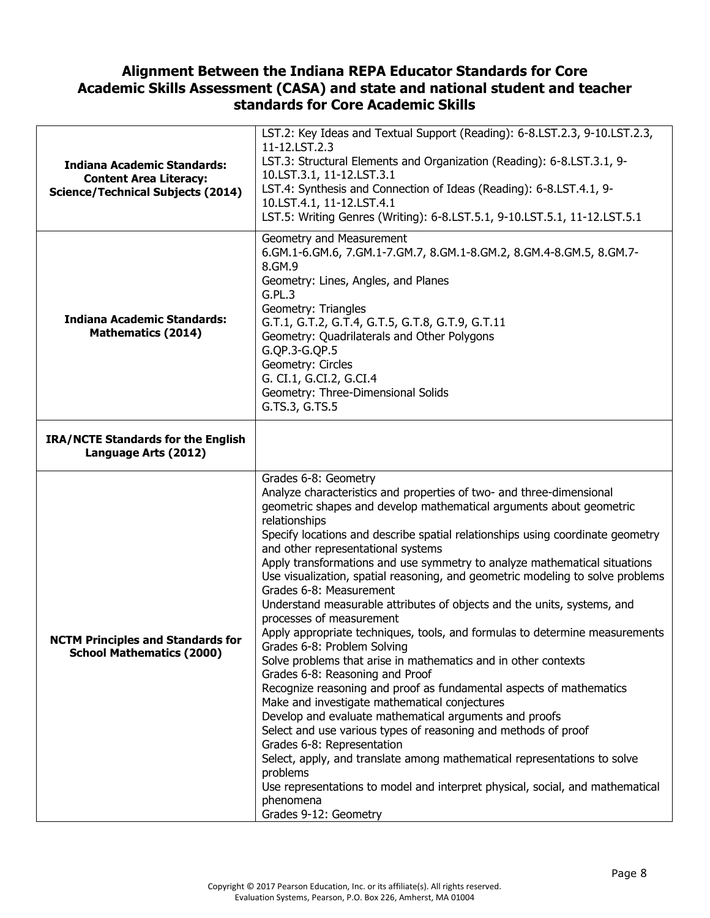## Alignment Between the Indiana REPA Educator Standards for Core Academic Skills Assessment (CASA) and state and national student and teacher standards for Core Academic Skills

| | |
|---|---|
| **Indiana Academic Standards: Content Area Literacy: Science/Technical Subjects (2014)** | LST.2: Key Ideas and Textual Support (Reading): 6-8.LST.2.3, 9-10.LST.2.3, 11-12.LST.2.3<br>LST.3: Structural Elements and Organization (Reading): 6-8.LST.3.1, 9-10.LST.3.1, 11-12.LST.3.1<br>LST.4: Synthesis and Connection of Ideas (Reading): 6-8.LST.4.1, 9-10.LST.4.1, 11-12.LST.4.1<br>LST.5: Writing Genres (Writing): 6-8.LST.5.1, 9-10.LST.5.1, 11-12.LST.5.1 |
| **Indiana Academic Standards: Mathematics (2014)** | Geometry and Measurement<br>6.GM.1-6.GM.6, 7.GM.1-7.GM.7, 8.GM.1-8.GM.2, 8.GM.4-8.GM.5, 8.GM.7-8.GM.9<br>Geometry: Lines, Angles, and Planes<br>G.PL.3<br>Geometry: Triangles<br>G.T.1, G.T.2, G.T.4, G.T.5, G.T.8, G.T.9, G.T.11<br>Geometry: Quadrilaterals and Other Polygons<br>G.QP.3-G.QP.5<br>Geometry: Circles<br>G. CI.1, G.CI.2, G.CI.4<br>Geometry: Three-Dimensional Solids<br>G.TS.3, G.TS.5 |
| **IRA/NCTE Standards for the English Language Arts (2012)** | |
| **NCTM Principles and Standards for School Mathematics (2000)** | Grades 6-8: Geometry<br>Analyze characteristics and properties of two- and three-dimensional geometric shapes and develop mathematical arguments about geometric relationships<br>Specify locations and describe spatial relationships using coordinate geometry and other representational systems<br>Apply transformations and use symmetry to analyze mathematical situations<br>Use visualization, spatial reasoning, and geometric modeling to solve problems<br>Grades 6-8: Measurement<br>Understand measurable attributes of objects and the units, systems, and processes of measurement<br>Apply appropriate techniques, tools, and formulas to determine measurements<br>Grades 6-8: Problem Solving<br>Solve problems that arise in mathematics and in other contexts<br>Grades 6-8: Reasoning and Proof<br>Recognize reasoning and proof as fundamental aspects of mathematics<br>Make and investigate mathematical conjectures<br>Develop and evaluate mathematical arguments and proofs<br>Select and use various types of reasoning and methods of proof<br>Grades 6-8: Representation<br>Select, apply, and translate among mathematical representations to solve problems<br>Use representations to model and interpret physical, social, and mathematical phenomena<br>Grades 9-12: Geometry |

Copyright © 2017 Pearson Education, Inc. or its affiliate(s). All rights reserved.
Evaluation Systems, Pearson, P.O. Box 226, Amherst, MA 01004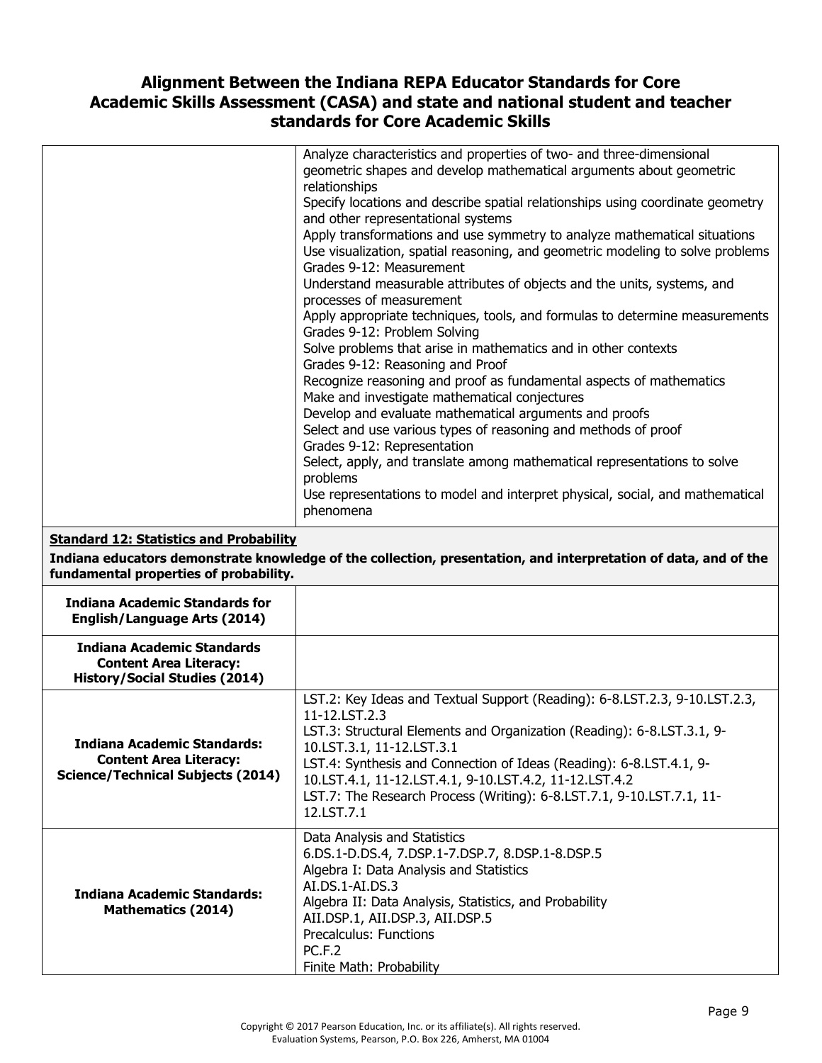## Alignment Between the Indiana REPA Educator Standards for Core Academic Skills Assessment (CASA) and state and national student and teacher standards for Core Academic Skills

| | |
|---|---|
| | Analyze characteristics and properties of two- and three-dimensional geometric shapes and develop mathematical arguments about geometric relationships<br>Specify locations and describe spatial relationships using coordinate geometry and other representational systems<br>Apply transformations and use symmetry to analyze mathematical situations<br>Use visualization, spatial reasoning, and geometric modeling to solve problems<br>Grades 9-12: Measurement<br>Understand measurable attributes of objects and the units, systems, and processes of measurement<br>Apply appropriate techniques, tools, and formulas to determine measurements<br>Grades 9-12: Problem Solving<br>Solve problems that arise in mathematics and in other contexts<br>Grades 9-12: Reasoning and Proof<br>Recognize reasoning and proof as fundamental aspects of mathematics<br>Make and investigate mathematical conjectures<br>Develop and evaluate mathematical arguments and proofs<br>Select and use various types of reasoning and methods of proof<br>Grades 9-12: Representation<br>Select, apply, and translate among mathematical representations to solve problems<br>Use representations to model and interpret physical, social, and mathematical phenomena |
| **Standard 12: Statistics and Probability**<br>**Indiana educators demonstrate knowledge of the collection, presentation, and interpretation of data, and of the fundamental properties of probability.** | |
| **Indiana Academic Standards for English/Language Arts (2014)** | |
| **Indiana Academic Standards Content Area Literacy: History/Social Studies (2014)** | |
| **Indiana Academic Standards: Content Area Literacy: Science/Technical Subjects (2014)** | LST.2: Key Ideas and Textual Support (Reading): 6-8.LST.2.3, 9-10.LST.2.3, 11-12.LST.2.3<br>LST.3: Structural Elements and Organization (Reading): 6-8.LST.3.1, 9-10.LST.3.1, 11-12.LST.3.1<br>LST.4: Synthesis and Connection of Ideas (Reading): 6-8.LST.4.1, 9-10.LST.4.1, 11-12.LST.4.1, 9-10.LST.4.2, 11-12.LST.4.2<br>LST.7: The Research Process (Writing): 6-8.LST.7.1, 9-10.LST.7.1, 11-12.LST.7.1 |
| **Indiana Academic Standards: Mathematics (2014)** | Data Analysis and Statistics<br>6.DS.1-D.DS.4, 7.DSP.1-7.DSP.7, 8.DSP.1-8.DSP.5<br>Algebra I: Data Analysis and Statistics<br>AI.DS.1-AI.DS.3<br>Algebra II: Data Analysis, Statistics, and Probability<br>AII.DSP.1, AII.DSP.3, AII.DSP.5<br>Precalculus: Functions<br>PC.F.2<br>Finite Math: Probability |

Copyright © 2017 Pearson Education, Inc. or its affiliate(s). All rights reserved.
Evaluation Systems, Pearson, P.O. Box 226, Amherst, MA 01004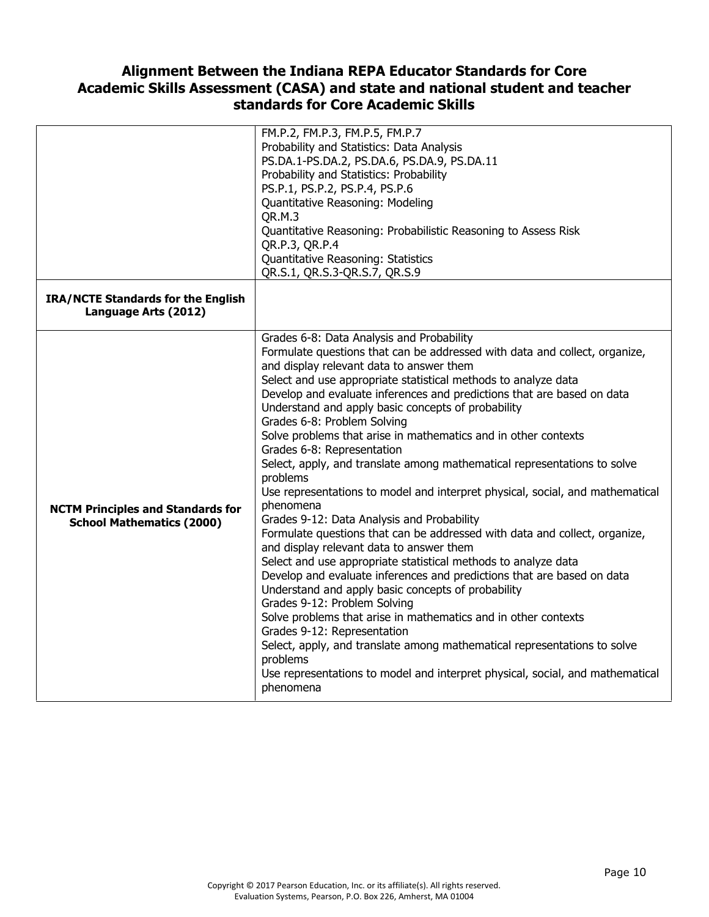## Alignment Between the Indiana REPA Educator Standards for Core Academic Skills Assessment (CASA) and state and national student and teacher standards for Core Academic Skills

| | |
|---|---|
| | FM.P.2, FM.P.3, FM.P.5, FM.P.7<br>Probability and Statistics: Data Analysis<br>PS.DA.1-PS.DA.2, PS.DA.6, PS.DA.9, PS.DA.11<br>Probability and Statistics: Probability<br>PS.P.1, PS.P.2, PS.P.4, PS.P.6<br>Quantitative Reasoning: Modeling<br>QR.M.3<br>Quantitative Reasoning: Probabilistic Reasoning to Assess Risk<br>QR.P.3, QR.P.4<br>Quantitative Reasoning: Statistics<br>QR.S.1, QR.S.3-QR.S.7, QR.S.9 |
| **IRA/NCTE Standards for the English Language Arts (2012)** | |
| **NCTM Principles and Standards for School Mathematics (2000)** | Grades 6-8: Data Analysis and Probability<br>Formulate questions that can be addressed with data and collect, organize, and display relevant data to answer them<br>Select and use appropriate statistical methods to analyze data<br>Develop and evaluate inferences and predictions that are based on data<br>Understand and apply basic concepts of probability<br>Grades 6-8: Problem Solving<br>Solve problems that arise in mathematics and in other contexts<br>Grades 6-8: Representation<br>Select, apply, and translate among mathematical representations to solve problems<br>Use representations to model and interpret physical, social, and mathematical phenomena<br>Grades 9-12: Data Analysis and Probability<br>Formulate questions that can be addressed with data and collect, organize, and display relevant data to answer them<br>Select and use appropriate statistical methods to analyze data<br>Develop and evaluate inferences and predictions that are based on data<br>Understand and apply basic concepts of probability<br>Grades 9-12: Problem Solving<br>Solve problems that arise in mathematics and in other contexts<br>Grades 9-12: Representation<br>Select, apply, and translate among mathematical representations to solve problems<br>Use representations to model and interpret physical, social, and mathematical phenomena |

Copyright © 2017 Pearson Education, Inc. or its affiliate(s). All rights reserved.
Evaluation Systems, Pearson, P.O. Box 226, Amherst, MA 01004